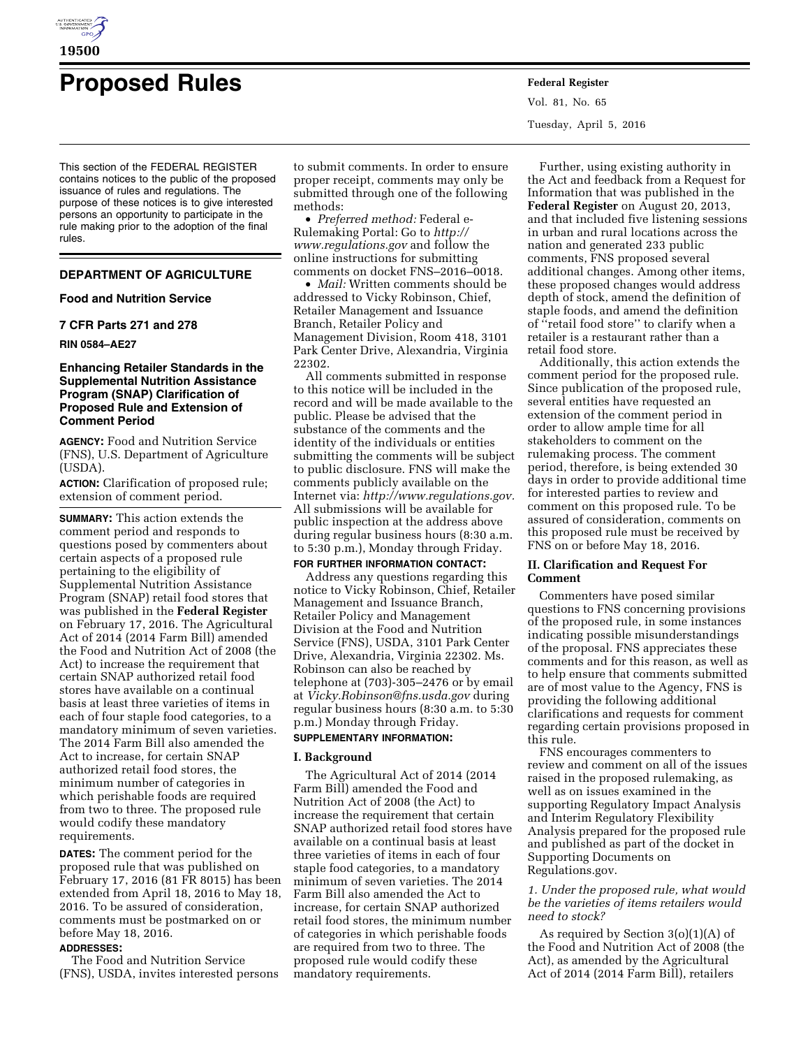# Proposed Rules

This section of the FEDERAL REGISTER contains notices to the public of the proposed issuance of rules and regulations. The purpose of these notices is to give interested persons an opportunity to participate in the rule making prior to the adoption of the final rules.

## DEPARTMENT OF AGRICULTURE

### Food and Nutrition Service

### 7 CFR Parts 271 and 278

**RIN 0584–AE27**

### Enhancing Retailer Standards in the Supplemental Nutrition Assistance Program (SNAP) Clarification of Proposed Rule and Extension of Comment Period

**AGENCY:** Food and Nutrition Service (FNS), U.S. Department of Agriculture (USDA).

**ACTION:** Clarification of proposed rule; extension of comment period.

**SUMMARY:** This action extends the comment period and responds to questions posed by commenters about certain aspects of a proposed rule pertaining to the eligibility of Supplemental Nutrition Assistance Program (SNAP) retail food stores that was published in the **Federal Register** on February 17, 2016. The Agricultural Act of 2014 (2014 Farm Bill) amended the Food and Nutrition Act of 2008 (the Act) to increase the requirement that certain SNAP authorized retail food stores have available on a continual basis at least three varieties of items in each of four staple food categories, to a mandatory minimum of seven varieties. The 2014 Farm Bill also amended the Act to increase, for certain SNAP authorized retail food stores, the minimum number of categories in which perishable foods are required from two to three. The proposed rule would codify these mandatory requirements.

**DATES:** The comment period for the proposed rule that was published on February 17, 2016 (81 FR 8015) has been extended from April 18, 2016 to May 18, 2016. To be assured of consideration, comments must be postmarked on or before May 18, 2016.

**ADDRESSES:**

The Food and Nutrition Service (FNS), USDA, invites interested persons to submit comments. In order to ensure proper receipt, comments may only be submitted through one of the following methods:

- *Preferred method:* Federal e-Rulemaking Portal: Go to *http://www.regulations.gov* and follow the online instructions for submitting comments on docket FNS–2016–0018.
- *Mail:* Written comments should be addressed to Vicky Robinson, Chief, Retailer Management and Issuance Branch, Retailer Policy and Management Division, Room 418, 3101 Park Center Drive, Alexandria, Virginia 22302.

All comments submitted in response to this notice will be included in the record and will be made available to the public. Please be advised that the substance of the comments and the identity of the individuals or entities submitting the comments will be subject to public disclosure. FNS will make the comments publicly available on the Internet via: *http://www.regulations.gov.* All submissions will be available for public inspection at the address above during regular business hours (8:30 a.m. to 5:30 p.m.), Monday through Friday.

**FOR FURTHER INFORMATION CONTACT:**

Address any questions regarding this notice to Vicky Robinson, Chief, Retailer Management and Issuance Branch, Retailer Policy and Management Division at the Food and Nutrition Service (FNS), USDA, 3101 Park Center Drive, Alexandria, Virginia 22302. Ms. Robinson can also be reached by telephone at (703)-305–2476 or by email at *Vicky.Robinson@fns.usda.gov* during regular business hours (8:30 a.m. to 5:30 p.m.) Monday through Friday.

**SUPPLEMENTARY INFORMATION:**

### I. Background

The Agricultural Act of 2014 (2014 Farm Bill) amended the Food and Nutrition Act of 2008 (the Act) to increase the requirement that certain SNAP authorized retail food stores have available on a continual basis at least three varieties of items in each of four staple food categories, to a mandatory minimum of seven varieties. The 2014 Farm Bill also amended the Act to increase, for certain SNAP authorized retail food stores, the minimum number of categories in which perishable foods are required from two to three. The proposed rule would codify these mandatory requirements.

Further, using existing authority in the Act and feedback from a Request for Information that was published in the **Federal Register** on August 20, 2013, and that included five listening sessions in urban and rural locations across the nation and generated 233 public comments, FNS proposed several additional changes. Among other items, these proposed changes would address depth of stock, amend the definition of staple foods, and amend the definition of ''retail food store'' to clarify when a retailer is a restaurant rather than a retail food store.

Additionally, this action extends the comment period for the proposed rule. Since publication of the proposed rule, several entities have requested an extension of the comment period in order to allow ample time for all stakeholders to comment on the rulemaking process. The comment period, therefore, is being extended 30 days in order to provide additional time for interested parties to review and comment on this proposed rule. To be assured of consideration, comments on this proposed rule must be received by FNS on or before May 18, 2016.

### II. Clarification and Request For Comment

Commenters have posed similar questions to FNS concerning provisions of the proposed rule, in some instances indicating possible misunderstandings of the proposal. FNS appreciates these comments and for this reason, as well as to help ensure that comments submitted are of most value to the Agency, FNS is providing the following additional clarifications and requests for comment regarding certain provisions proposed in this rule.

FNS encourages commenters to review and comment on all of the issues raised in the proposed rulemaking, as well as on issues examined in the supporting Regulatory Impact Analysis and Interim Regulatory Flexibility Analysis prepared for the proposed rule and published as part of the docket in Supporting Documents on Regulations.gov.

*1. Under the proposed rule, what would be the varieties of items retailers would need to stock?*

As required by Section 3(o)(1)(A) of the Food and Nutrition Act of 2008 (the Act), as amended by the Agricultural Act of 2014 (2014 Farm Bill), retailers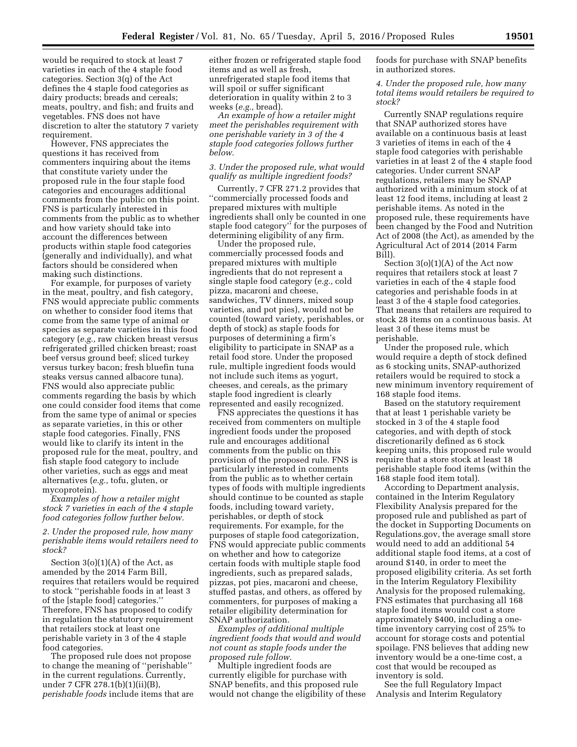would be required to stock at least 7 varieties in each of the 4 staple food categories. Section 3(q) of the Act defines the 4 staple food categories as dairy products; breads and cereals; meats, poultry, and fish; and fruits and vegetables. FNS does not have discretion to alter the statutory 7 variety requirement.

However, FNS appreciates the questions it has received from commenters inquiring about the items that constitute variety under the proposed rule in the four staple food categories and encourages additional comments from the public on this point. FNS is particularly interested in comments from the public as to whether and how variety should take into account the differences between products within staple food categories (generally and individually), and what factors should be considered when making such distinctions.

For example, for purposes of variety in the meat, poultry, and fish category, FNS would appreciate public comments on whether to consider food items that come from the same type of animal or species as separate varieties in this food category (*e.g.,* raw chicken breast versus refrigerated grilled chicken breast; roast beef versus ground beef; sliced turkey versus turkey bacon; fresh bluefin tuna steaks versus canned albacore tuna). FNS would also appreciate public comments regarding the basis by which one could consider food items that come from the same type of animal or species as separate varieties, in this or other staple food categories. Finally, FNS would like to clarify its intent in the proposed rule for the meat, poultry, and fish staple food category to include other varieties, such as eggs and meat alternatives (*e.g.,* tofu, gluten, or mycoprotein).

*Examples of how a retailer might stock 7 varieties in each of the 4 staple food categories follow further below.*

*2. Under the proposed rule, how many perishable items would retailers need to stock?*

Section 3(o)(1)(A) of the Act, as amended by the 2014 Farm Bill, requires that retailers would be required to stock ''perishable foods in at least 3 of the [staple food] categories.'' Therefore, FNS has proposed to codify in regulation the statutory requirement that retailers stock at least one perishable variety in 3 of the 4 staple food categories.

The proposed rule does not propose to change the meaning of ''perishable'' in the current regulations. Currently, under 7 CFR 278.1(b)(1)(ii)(B), *perishable foods* include items that are either frozen or refrigerated staple food items and as well as fresh, unrefrigerated staple food items that will spoil or suffer significant deterioration in quality within 2 to 3 weeks (*e.g.,* bread).

*An example of how a retailer might meet the perishables requirement with one perishable variety in 3 of the 4 staple food categories follows further below.*

*3. Under the proposed rule, what would qualify as multiple ingredient foods?*

Currently, 7 CFR 271.2 provides that ''commercially processed foods and prepared mixtures with multiple ingredients shall only be counted in one staple food category'' for the purposes of determining eligibility of any firm.

Under the proposed rule, commercially processed foods and prepared mixtures with multiple ingredients that do not represent a single staple food category (*e.g.,* cold pizza, macaroni and cheese, sandwiches, TV dinners, mixed soup varieties, and pot pies), would not be counted (toward variety, perishables, or depth of stock) as staple foods for purposes of determining a firm's eligibility to participate in SNAP as a retail food store. Under the proposed rule, multiple ingredient foods would not include such items as yogurt, cheeses, and cereals, as the primary staple food ingredient is clearly represented and easily recognized.

FNS appreciates the questions it has received from commenters on multiple ingredient foods under the proposed rule and encourages additional comments from the public on this provision of the proposed rule. FNS is particularly interested in comments from the public as to whether certain types of foods with multiple ingredients should continue to be counted as staple foods, including toward variety, perishables, or depth of stock requirements. For example, for the purposes of staple food categorization, FNS would appreciate public comments on whether and how to categorize certain foods with multiple staple food ingredients, such as prepared salads, pizzas, pot pies, macaroni and cheese, stuffed pastas, and others, as offered by commenters, for purposes of making a retailer eligibility determination for SNAP authorization.

*Examples of additional multiple ingredient foods that would and would not count as staple foods under the proposed rule follow.*

Multiple ingredient foods are currently eligible for purchase with SNAP benefits, and this proposed rule would not change the eligibility of these foods for purchase with SNAP benefits in authorized stores.

*4. Under the proposed rule, how many total items would retailers be required to stock?*

Currently SNAP regulations require that SNAP authorized stores have available on a continuous basis at least 3 varieties of items in each of the 4 staple food categories with perishable varieties in at least 2 of the 4 staple food categories. Under current SNAP regulations, retailers may be SNAP authorized with a minimum stock of at least 12 food items, including at least 2 perishable items. As noted in the proposed rule, these requirements have been changed by the Food and Nutrition Act of 2008 (the Act), as amended by the Agricultural Act of 2014 (2014 Farm Bill).

Section 3(o)(1)(A) of the Act now requires that retailers stock at least 7 varieties in each of the 4 staple food categories and perishable foods in at least 3 of the 4 staple food categories. That means that retailers are required to stock 28 items on a continuous basis. At least 3 of these items must be perishable.

Under the proposed rule, which would require a depth of stock defined as 6 stocking units, SNAP-authorized retailers would be required to stock a new minimum inventory requirement of 168 staple food items.

Based on the statutory requirement that at least 1 perishable variety be stocked in 3 of the 4 staple food categories, and with depth of stock discretionarily defined as 6 stock keeping units, this proposed rule would require that a store stock at least 18 perishable staple food items (within the 168 staple food item total).

According to Department analysis, contained in the Interim Regulatory Flexibility Analysis prepared for the proposed rule and published as part of the docket in Supporting Documents on Regulations.gov, the average small store would need to add an additional 54 additional staple food items, at a cost of around $140, in order to meet the proposed eligibility criteria. As set forth in the Interim Regulatory Flexibility Analysis for the proposed rulemaking, FNS estimates that purchasing all 168 staple food items would cost a store approximately $400, including a one-time inventory carrying cost of 25% to account for storage costs and potential spoilage. FNS believes that adding new inventory would be a one-time cost, a cost that would be recouped as inventory is sold.

See the full Regulatory Impact Analysis and Interim Regulatory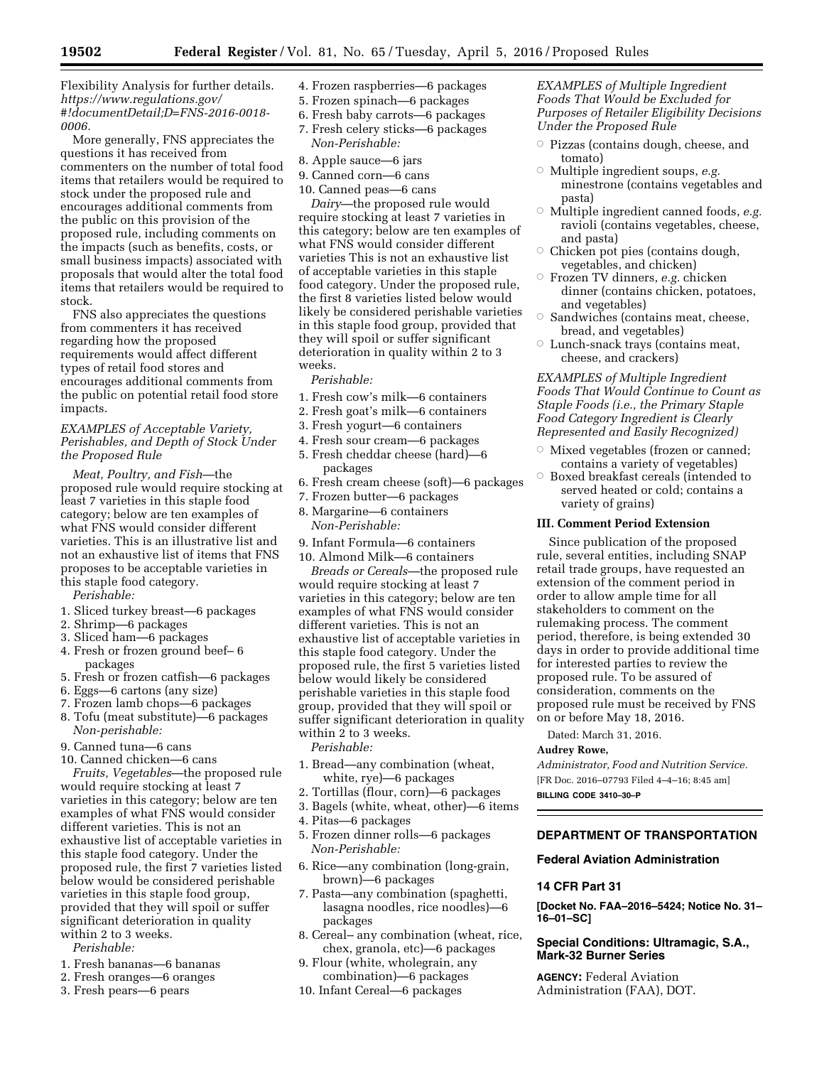Flexibility Analysis for further details. *https://www.regulations.gov/#!documentDetail;D=FNS-2016-0018-0006.*

More generally, FNS appreciates the questions it has received from commenters on the number of total food items that retailers would be required to stock under the proposed rule and encourages additional comments from the public on this provision of the proposed rule, including comments on the impacts (such as benefits, costs, or small business impacts) associated with proposals that would alter the total food items that retailers would be required to stock.

FNS also appreciates the questions from commenters it has received regarding how the proposed requirements would affect different types of retail food stores and encourages additional comments from the public on potential retail food store impacts.

*EXAMPLES of Acceptable Variety, Perishables, and Depth of Stock Under the Proposed Rule*

*Meat, Poultry, and Fish*—the proposed rule would require stocking at least 7 varieties in this staple food category; below are ten examples of what FNS would consider different varieties. This is an illustrative list and not an exhaustive list of items that FNS proposes to be acceptable varieties in this staple food category.

*Perishable:*

1. Sliced turkey breast—6 packages
2. Shrimp—6 packages
3. Sliced ham—6 packages
4. Fresh or frozen ground beef– 6 packages
5. Fresh or frozen catfish—6 packages
6. Eggs—6 cartons (any size)
7. Frozen lamb chops—6 packages
8. Tofu (meat substitute)—6 packages

*Non-perishable:*

9. Canned tuna—6 cans
10. Canned chicken—6 cans

*Fruits, Vegetables*—the proposed rule would require stocking at least 7 varieties in this category; below are ten examples of what FNS would consider different varieties. This is not an exhaustive list of acceptable varieties in this staple food category. Under the proposed rule, the first 7 varieties listed below would be considered perishable varieties in this staple food group, provided that they will spoil or suffer significant deterioration in quality within 2 to 3 weeks.

*Perishable:*

1. Fresh bananas—6 bananas
2. Fresh oranges—6 oranges
3. Fresh pears—6 pears
4. Frozen raspberries—6 packages
5. Frozen spinach—6 packages
6. Fresh baby carrots—6 packages
7. Fresh celery sticks—6 packages

*Non-Perishable:*

8. Apple sauce—6 jars
9. Canned corn—6 cans
10. Canned peas—6 cans

*Dairy*—the proposed rule would require stocking at least 7 varieties in this category; below are ten examples of what FNS would consider different varieties This is not an exhaustive list of acceptable varieties in this staple food category. Under the proposed rule, the first 8 varieties listed below would likely be considered perishable varieties in this staple food group, provided that they will spoil or suffer significant deterioration in quality within 2 to 3 weeks.

*Perishable:*

1. Fresh cow's milk—6 containers
2. Fresh goat's milk—6 containers
3. Fresh yogurt—6 containers
4. Fresh sour cream—6 packages
5. Fresh cheddar cheese (hard)—6 packages
6. Fresh cream cheese (soft)—6 packages
7. Frozen butter—6 packages
8. Margarine—6 containers

*Non-Perishable:*

9. Infant Formula—6 containers
10. Almond Milk—6 containers

*Breads or Cereals*—the proposed rule would require stocking at least 7 varieties in this category; below are ten examples of what FNS would consider different varieties. This is not an exhaustive list of acceptable varieties in this staple food category. Under the proposed rule, the first 5 varieties listed below would likely be considered perishable varieties in this staple food group, provided that they will spoil or suffer significant deterioration in quality within 2 to 3 weeks.

*Perishable:*

1. Bread—any combination (wheat, white, rye)—6 packages
2. Tortillas (flour, corn)—6 packages
3. Bagels (white, wheat, other)—6 items
4. Pitas—6 packages
5. Frozen dinner rolls—6 packages

*Non-Perishable:*

6. Rice—any combination (long-grain, brown)—6 packages
7. Pasta—any combination (spaghetti, lasagna noodles, rice noodles)—6 packages
8. Cereal– any combination (wheat, rice, chex, granola, etc)—6 packages
9. Flour (white, wholegrain, any combination)—6 packages
10. Infant Cereal—6 packages

*EXAMPLES of Multiple Ingredient Foods That Would be Excluded for Purposes of Retailer Eligibility Decisions Under the Proposed Rule*

- Pizzas (contains dough, cheese, and tomato)
- Multiple ingredient soups, *e.g.* minestrone (contains vegetables and pasta)
- Multiple ingredient canned foods, *e.g.* ravioli (contains vegetables, cheese, and pasta)
- Chicken pot pies (contains dough, vegetables, and chicken)
- Frozen TV dinners, *e.g.* chicken dinner (contains chicken, potatoes, and vegetables)
- Sandwiches (contains meat, cheese, bread, and vegetables)
- Lunch-snack trays (contains meat, cheese, and crackers)

*EXAMPLES of Multiple Ingredient Foods That Would Continue to Count as Staple Foods (i.e., the Primary Staple Food Category Ingredient is Clearly Represented and Easily Recognized)*

- Mixed vegetables (frozen or canned; contains a variety of vegetables)
- Boxed breakfast cereals (intended to served heated or cold; contains a variety of grains)

## III. Comment Period Extension

Since publication of the proposed rule, several entities, including SNAP retail trade groups, have requested an extension of the comment period in order to allow ample time for all stakeholders to comment on the rulemaking process. The comment period, therefore, is being extended 30 days in order to provide additional time for interested parties to review the proposed rule. To be assured of consideration, comments on the proposed rule must be received by FNS on or before May 18, 2016.

Dated: March 31, 2016.

**Audrey Rowe,**

*Administrator, Food and Nutrition Service.*

[FR Doc. 2016–07793 Filed 4–4–16; 8:45 am]

**BILLING CODE 3410–30–P**

---

## DEPARTMENT OF TRANSPORTATION

### Federal Aviation Administration

### 14 CFR Part 31

**[Docket No. FAA–2016–5424; Notice No. 31–16–01–SC]**

### Special Conditions: Ultramagic, S.A., Mark-32 Burner Series

**AGENCY:** Federal Aviation Administration (FAA), DOT.